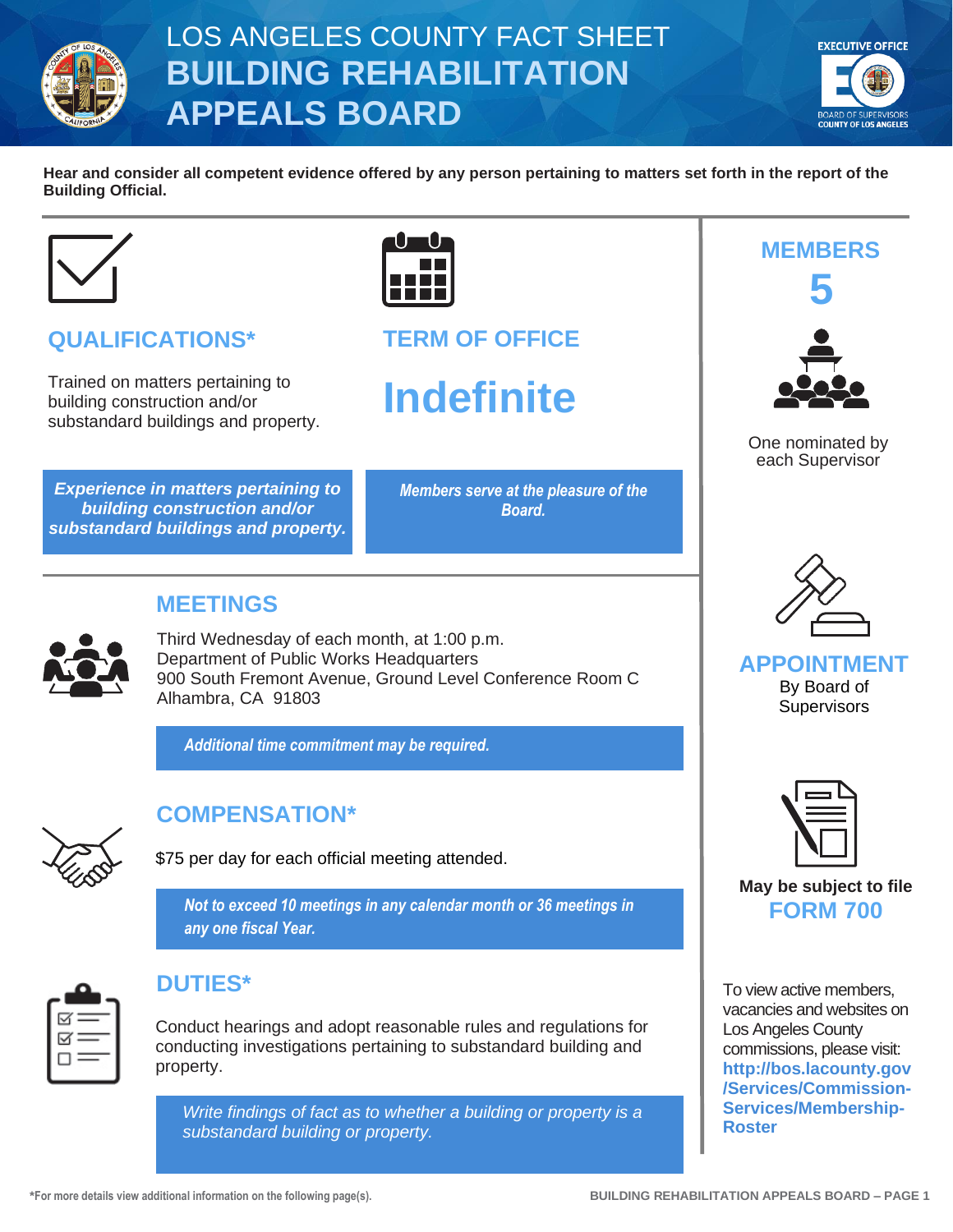# LOS ANGELES COUNTY FACT SHEET
# BUILDING REHABILITATION APPEALS BOARD

**Hear and consider all competent evidence offered by any person pertaining to matters set forth in the report of the Building Official.**

## QUALIFICATIONS*

Trained on matters pertaining to building construction and/or substandard buildings and property.

***Experience in matters pertaining to building construction and/or substandard buildings and property.***

## TERM OF OFFICE

# Indefinite

***Members serve at the pleasure of the Board.***

## MEMBERS

# 5

One nominated by each Supervisor

## MEETINGS

Third Wednesday of each month, at 1:00 p.m.
Department of Public Works Headquarters
900 South Fremont Avenue, Ground Level Conference Room C
Alhambra, CA 91803

***Additional time commitment may be required.***

## APPOINTMENT

By Board of Supervisors

## COMPENSATION*

$75 per day for each official meeting attended.

***Not to exceed 10 meetings in any calendar month or 36 meetings in any one fiscal Year.***

**May be subject to file**
## FORM 700

## DUTIES*

Conduct hearings and adopt reasonable rules and regulations for conducting investigations pertaining to substandard building and property.

*Write findings of fact as to whether a building or property is a substandard building or property.*

To view active members, vacancies and websites on Los Angeles County commissions, please visit: **http://bos.lacounty.gov/Services/Commission-Services/Membership-Roster**

**\*For more details view additional information on the following page(s).**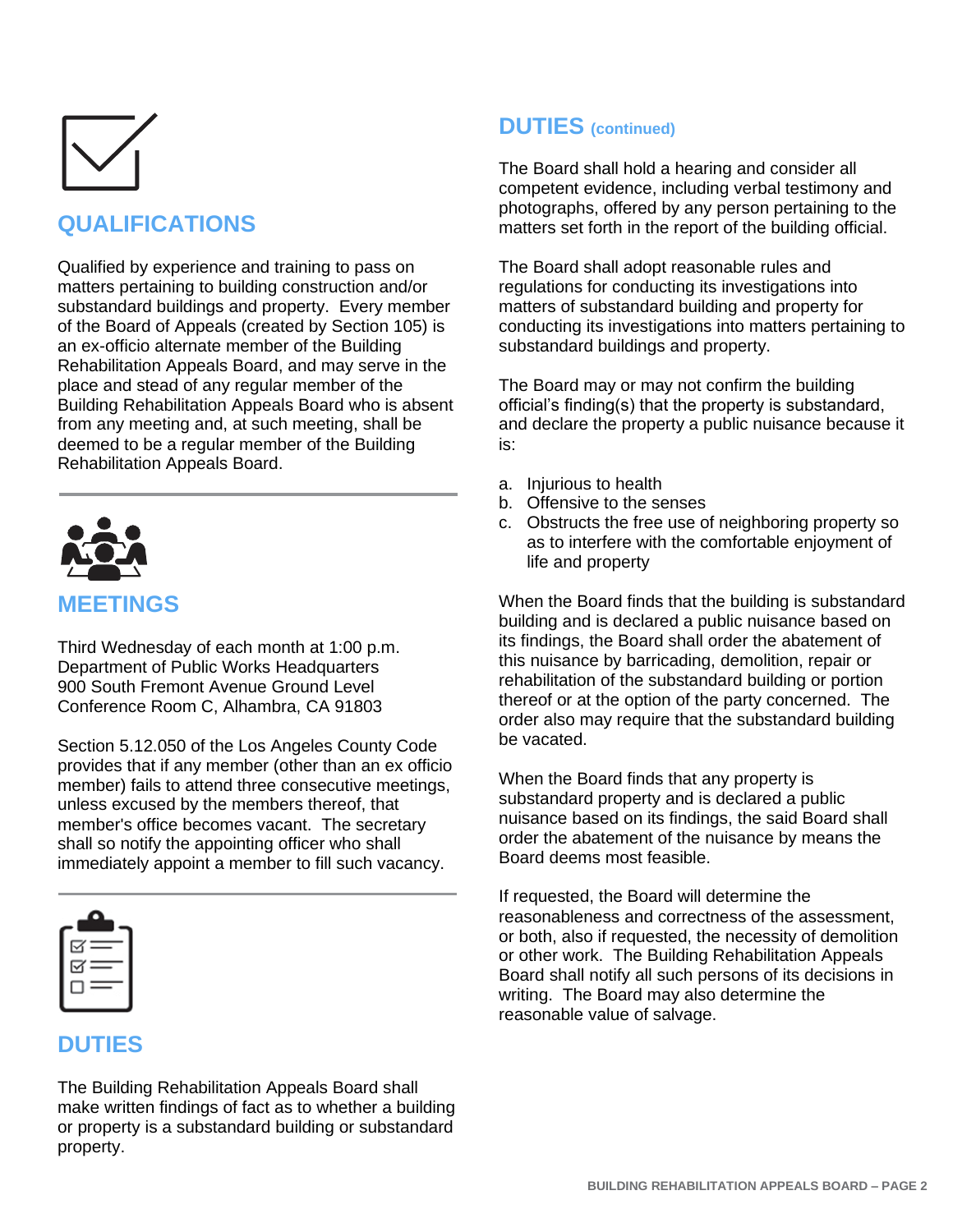## QUALIFICATIONS

Qualified by experience and training to pass on matters pertaining to building construction and/or substandard buildings and property. Every member of the Board of Appeals (created by Section 105) is an ex-officio alternate member of the Building Rehabilitation Appeals Board, and may serve in the place and stead of any regular member of the Building Rehabilitation Appeals Board who is absent from any meeting and, at such meeting, shall be deemed to be a regular member of the Building Rehabilitation Appeals Board.

## MEETINGS

Third Wednesday of each month at 1:00 p.m.
Department of Public Works Headquarters
900 South Fremont Avenue Ground Level
Conference Room C, Alhambra, CA 91803

Section 5.12.050 of the Los Angeles County Code provides that if any member (other than an ex officio member) fails to attend three consecutive meetings, unless excused by the members thereof, that member's office becomes vacant. The secretary shall so notify the appointing officer who shall immediately appoint a member to fill such vacancy.

## DUTIES

The Building Rehabilitation Appeals Board shall make written findings of fact as to whether a building or property is a substandard building or substandard property.

## DUTIES (continued)

The Board shall hold a hearing and consider all competent evidence, including verbal testimony and photographs, offered by any person pertaining to the matters set forth in the report of the building official.

The Board shall adopt reasonable rules and regulations for conducting its investigations into matters of substandard building and property for conducting its investigations into matters pertaining to substandard buildings and property.

The Board may or may not confirm the building official's finding(s) that the property is substandard, and declare the property a public nuisance because it is:

a. Injurious to health
b. Offensive to the senses
c. Obstructs the free use of neighboring property so as to interfere with the comfortable enjoyment of life and property

When the Board finds that the building is substandard building and is declared a public nuisance based on its findings, the Board shall order the abatement of this nuisance by barricading, demolition, repair or rehabilitation of the substandard building or portion thereof or at the option of the party concerned. The order also may require that the substandard building be vacated.

When the Board finds that any property is substandard property and is declared a public nuisance based on its findings, the said Board shall order the abatement of the nuisance by means the Board deems most feasible.

If requested, the Board will determine the reasonableness and correctness of the assessment, or both, also if requested, the necessity of demolition or other work. The Building Rehabilitation Appeals Board shall notify all such persons of its decisions in writing. The Board may also determine the reasonable value of salvage.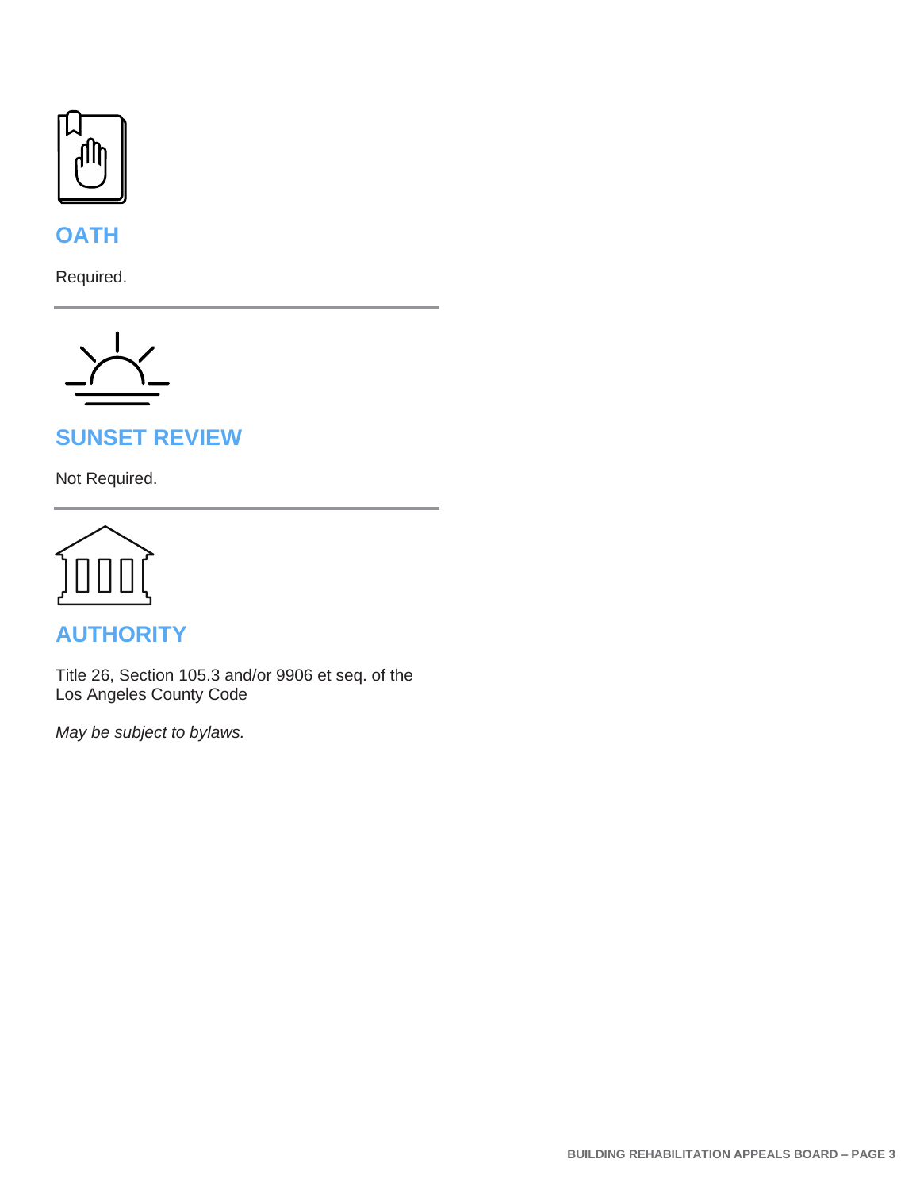## OATH

Required.

---

## SUNSET REVIEW

Not Required.

---

## AUTHORITY

Title 26, Section 105.3 and/or 9906 et seq. of the Los Angeles County Code

*May be subject to bylaws.*